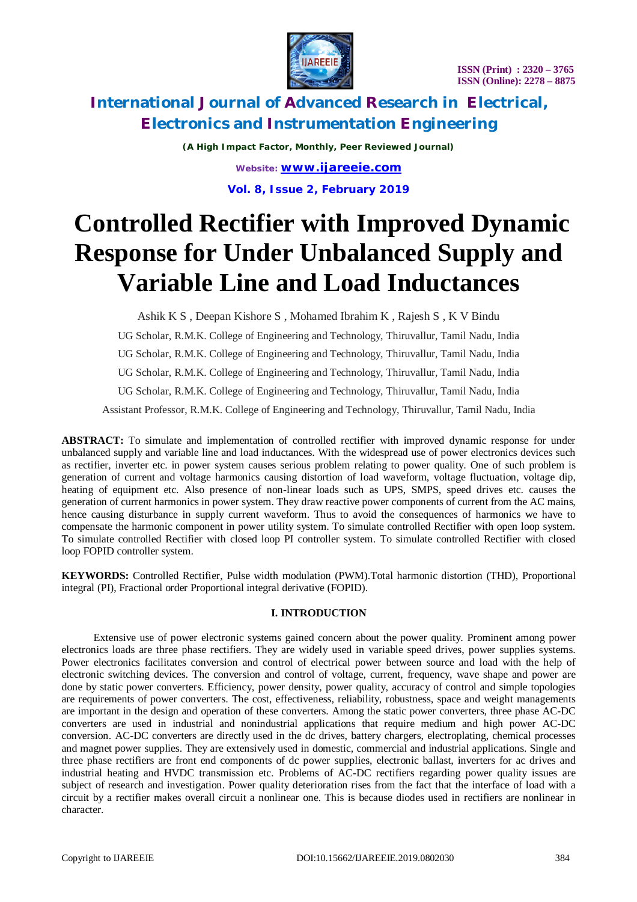# Controlled Rectifier with Improved Dynamic Response for Under Unbalanced Supply and Variable Line and Load Inductances

Ashik K S , Deepan Kishore S , Mohamed Ibrahim K , Rajesh S , K V Bindu

UG Scholar, R.M.K. College of Engineering and Technology, Thiruvallur, Tamil Nadu, India

UG Scholar, R.M.K. College of Engineering and Technology, Thiruvallur, Tamil Nadu, India

UG Scholar, R.M.K. College of Engineering and Technology, Thiruvallur, Tamil Nadu, India

UG Scholar, R.M.K. College of Engineering and Technology, Thiruvallur, Tamil Nadu, India

Assistant Professor, R.M.K. College of Engineering and Technology, Thiruvallur, Tamil Nadu, India

**ABSTRACT:** To simulate and implementation of controlled rectifier with improved dynamic response for under unbalanced supply and variable line and load inductances. With the widespread use of power electronics devices such as rectifier, inverter etc. in power system causes serious problem relating to power quality. One of such problem is generation of current and voltage harmonics causing distortion of load waveform, voltage fluctuation, voltage dip, heating of equipment etc. Also presence of non-linear loads such as UPS, SMPS, speed drives etc. causes the generation of current harmonics in power system. They draw reactive power components of current from the AC mains, hence causing disturbance in supply current waveform. Thus to avoid the consequences of harmonics we have to compensate the harmonic component in power utility system. To simulate controlled Rectifier with open loop system. To simulate controlled Rectifier with closed loop PI controller system. To simulate controlled Rectifier with closed loop FOPID controller system.

**KEYWORDS:** Controlled Rectifier, Pulse width modulation (PWM).Total harmonic distortion (THD), Proportional integral (PI), Fractional order Proportional integral derivative (FOPID).

## I. INTRODUCTION

Extensive use of power electronic systems gained concern about the power quality. Prominent among power electronics loads are three phase rectifiers. They are widely used in variable speed drives, power supplies systems. Power electronics facilitates conversion and control of electrical power between source and load with the help of electronic switching devices. The conversion and control of voltage, current, frequency, wave shape and power are done by static power converters. Efficiency, power density, power quality, accuracy of control and simple topologies are requirements of power converters. The cost, effectiveness, reliability, robustness, space and weight managements are important in the design and operation of these converters. Among the static power converters, three phase AC-DC converters are used in industrial and nonindustrial applications that require medium and high power AC-DC conversion. AC-DC converters are directly used in the dc drives, battery chargers, electroplating, chemical processes and magnet power supplies. They are extensively used in domestic, commercial and industrial applications. Single and three phase rectifiers are front end components of dc power supplies, electronic ballast, inverters for ac drives and industrial heating and HVDC transmission etc. Problems of AC-DC rectifiers regarding power quality issues are subject of research and investigation. Power quality deterioration rises from the fact that the interface of load with a circuit by a rectifier makes overall circuit a nonlinear one. This is because diodes used in rectifiers are nonlinear in character.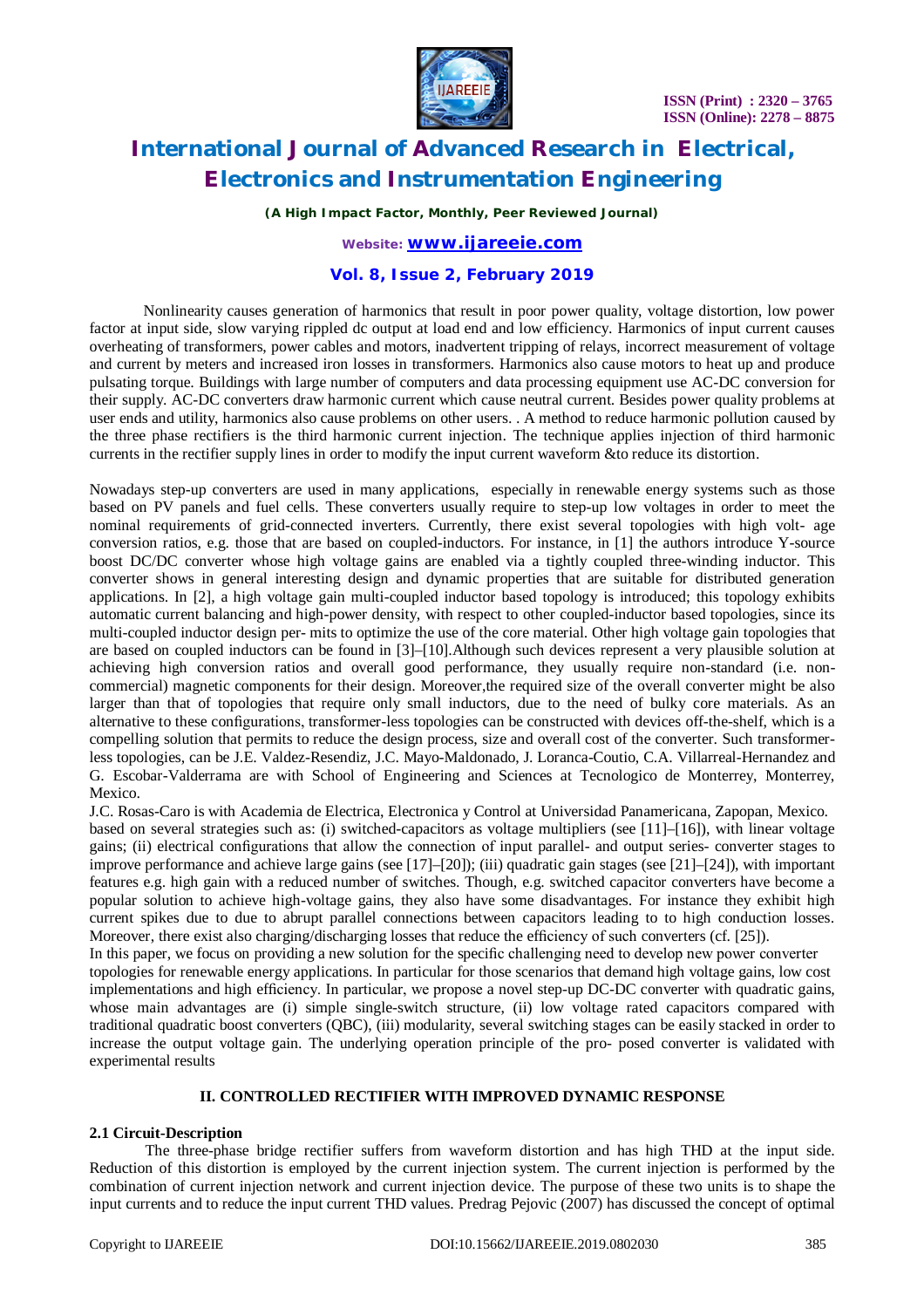Nonlinearity causes generation of harmonics that result in poor power quality, voltage distortion, low power factor at input side, slow varying rippled dc output at load end and low efficiency. Harmonics of input current causes overheating of transformers, power cables and motors, inadvertent tripping of relays, incorrect measurement of voltage and current by meters and increased iron losses in transformers. Harmonics also cause motors to heat up and produce pulsating torque. Buildings with large number of computers and data processing equipment use AC-DC conversion for their supply. AC-DC converters draw harmonic current which cause neutral current. Besides power quality problems at user ends and utility, harmonics also cause problems on other users. . A method to reduce harmonic pollution caused by the three phase rectifiers is the third harmonic current injection. The technique applies injection of third harmonic currents in the rectifier supply lines in order to modify the input current waveform &to reduce its distortion.

Nowadays step-up converters are used in many applications, especially in renewable energy systems such as those based on PV panels and fuel cells. These converters usually require to step-up low voltages in order to meet the nominal requirements of grid-connected inverters. Currently, there exist several topologies with high volt- age conversion ratios, e.g. those that are based on coupled-inductors. For instance, in [1] the authors introduce Y-source boost DC/DC converter whose high voltage gains are enabled via a tightly coupled three-winding inductor. This converter shows in general interesting design and dynamic properties that are suitable for distributed generation applications. In [2], a high voltage gain multi-coupled inductor based topology is introduced; this topology exhibits automatic current balancing and high-power density, with respect to other coupled-inductor based topologies, since its multi-coupled inductor design per- mits to optimize the use of the core material. Other high voltage gain topologies that are based on coupled inductors can be found in [3]–[10].Although such devices represent a very plausible solution at achieving high conversion ratios and overall good performance, they usually require non-standard (i.e. non-commercial) magnetic components for their design. Moreover,the required size of the overall converter might be also larger than that of topologies that require only small inductors, due to the need of bulky core materials. As an alternative to these configurations, transformer-less topologies can be constructed with devices off-the-shelf, which is a compelling solution that permits to reduce the design process, size and overall cost of the converter. Such transformer-less topologies, can be J.E. Valdez-Resendiz, J.C. Mayo-Maldonado, J. Loranca-Coutio, C.A. Villarreal-Hernandez and G. Escobar-Valderrama are with School of Engineering and Sciences at Tecnologico de Monterrey, Monterrey, Mexico.
J.C. Rosas-Caro is with Academia de Electrica, Electronica y Control at Universidad Panamericana, Zapopan, Mexico.
based on several strategies such as: (i) switched-capacitors as voltage multipliers (see [11]–[16]), with linear voltage gains; (ii) electrical configurations that allow the connection of input parallel- and output series- converter stages to improve performance and achieve large gains (see [17]–[20]); (iii) quadratic gain stages (see [21]–[24]), with important features e.g. high gain with a reduced number of switches. Though, e.g. switched capacitor converters have become a popular solution to achieve high-voltage gains, they also have some disadvantages. For instance they exhibit high current spikes due to due to abrupt parallel connections between capacitors leading to to high conduction losses. Moreover, there exist also charging/discharging losses that reduce the efficiency of such converters (cf. [25]).
In this paper, we focus on providing a new solution for the specific challenging need to develop new power converter topologies for renewable energy applications. In particular for those scenarios that demand high voltage gains, low cost implementations and high efficiency. In particular, we propose a novel step-up DC-DC converter with quadratic gains, whose main advantages are (i) simple single-switch structure, (ii) low voltage rated capacitors compared with traditional quadratic boost converters (QBC), (iii) modularity, several switching stages can be easily stacked in order to increase the output voltage gain. The underlying operation principle of the pro- posed converter is validated with experimental results

## II. CONTROLLED RECTIFIER WITH IMPROVED DYNAMIC RESPONSE

### 2.1 Circuit-Description

The three-phase bridge rectifier suffers from waveform distortion and has high THD at the input side. Reduction of this distortion is employed by the current injection system. The current injection is performed by the combination of current injection network and current injection device. The purpose of these two units is to shape the input currents and to reduce the input current THD values. Predrag Pejovic (2007) has discussed the concept of optimal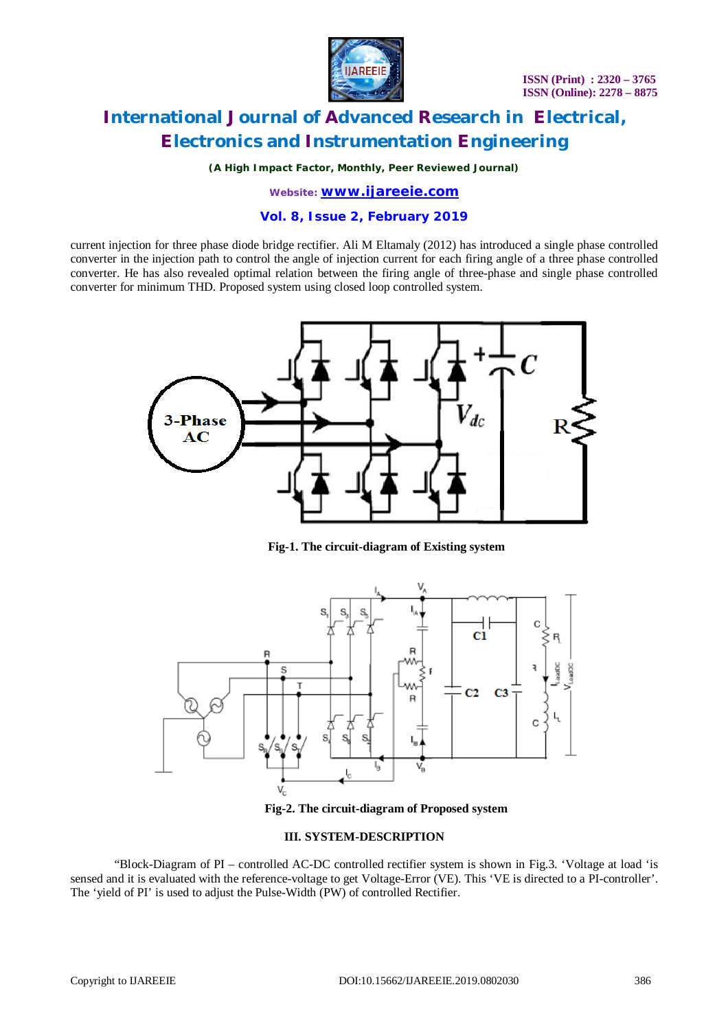current injection for three phase diode bridge rectifier. Ali M Eltamaly (2012) has introduced a single phase controlled converter in the injection path to control the angle of injection current for each firing angle of a three phase controlled converter. He has also revealed optimal relation between the firing angle of three-phase and single phase controlled converter for minimum THD. Proposed system using closed loop controlled system.

**Fig-1. The circuit-diagram of Existing system**

**Fig-2. The circuit-diagram of Proposed system**

### III. SYSTEM-DESCRIPTION

"Block-Diagram of PI – controlled AC-DC controlled rectifier system is shown in Fig.3. 'Voltage at load 'is sensed and it is evaluated with the reference-voltage to get Voltage-Error (VE). This 'VE is directed to a PI-controller'. The 'yield of PI' is used to adjust the Pulse-Width (PW) of controlled Rectifier.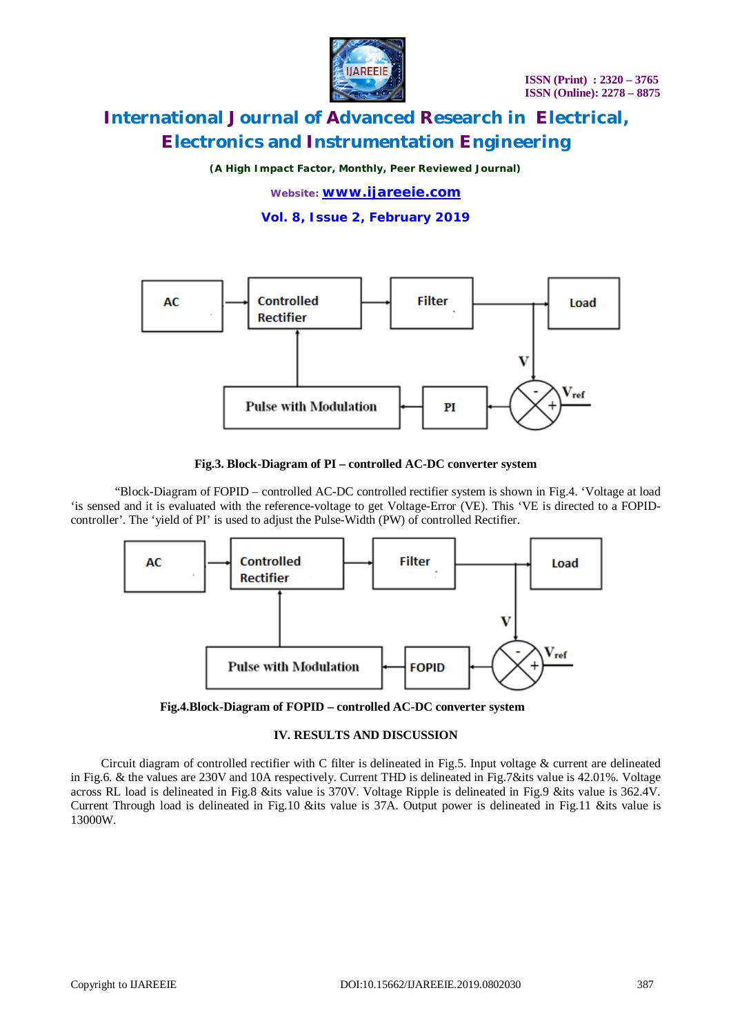**Fig.3. Block-Diagram of PI – controlled AC-DC converter system**

"Block-Diagram of FOPID – controlled AC-DC controlled rectifier system is shown in Fig.4. 'Voltage at load 'is sensed and it is evaluated with the reference-voltage to get Voltage-Error (VE). This 'VE is directed to a FOPID-controller'. The 'yield of PI' is used to adjust the Pulse-Width (PW) of controlled Rectifier.

**Fig.4.Block-Diagram of FOPID – controlled AC-DC converter system**

## IV. RESULTS AND DISCUSSION

Circuit diagram of controlled rectifier with C filter is delineated in Fig.5. Input voltage & current are delineated in Fig.6. & the values are 230V and 10A respectively. Current THD is delineated in Fig.7&its value is 42.01%. Voltage across RL load is delineated in Fig.8 &its value is 370V. Voltage Ripple is delineated in Fig.9 &its value is 362.4V. Current Through load is delineated in Fig.10 &its value is 37A. Output power is delineated in Fig.11 &its value is 13000W.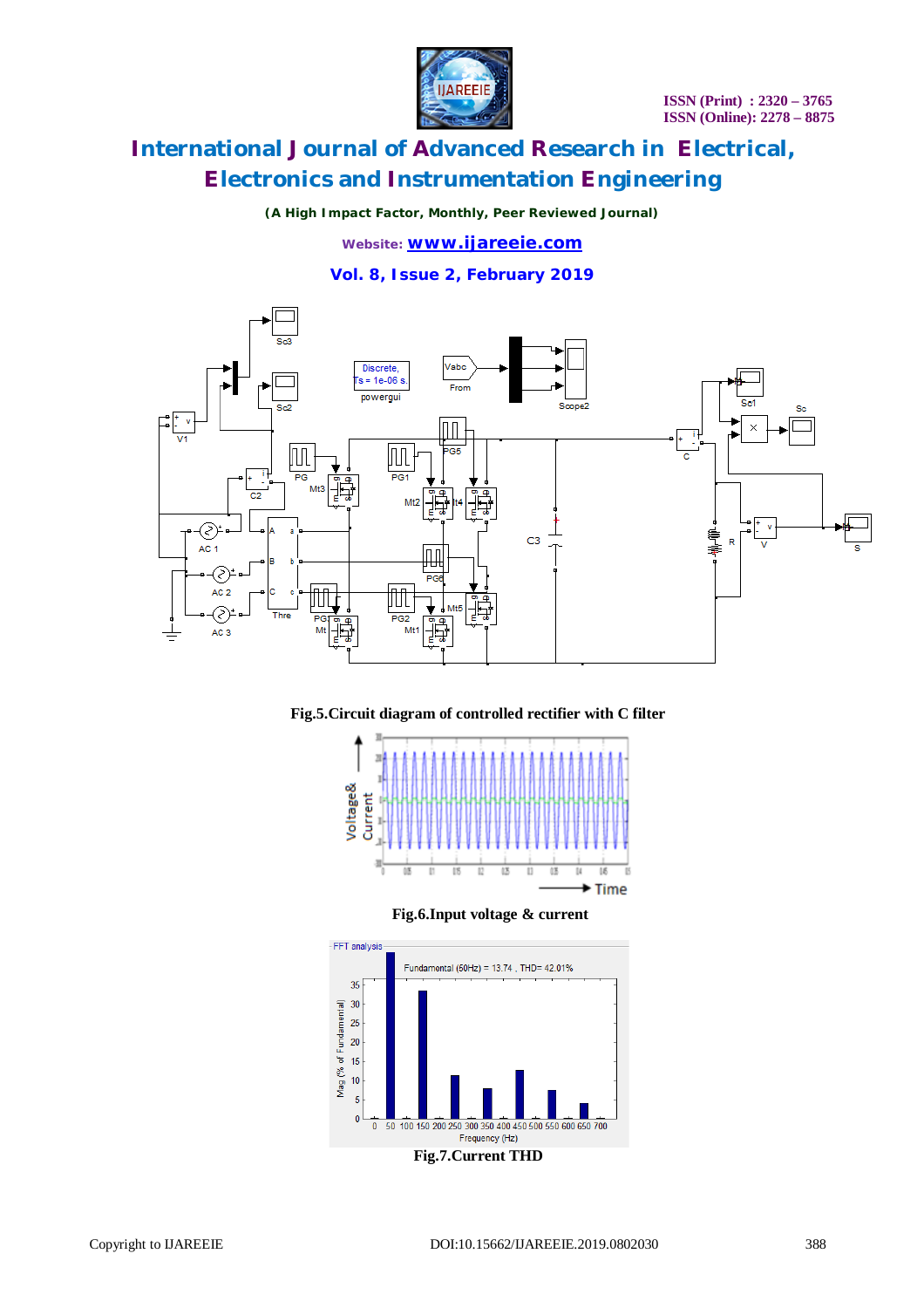Fig.5.Circuit diagram of controlled rectifier with C filter

Fig.6.Input voltage & current

Fig.7.Current THD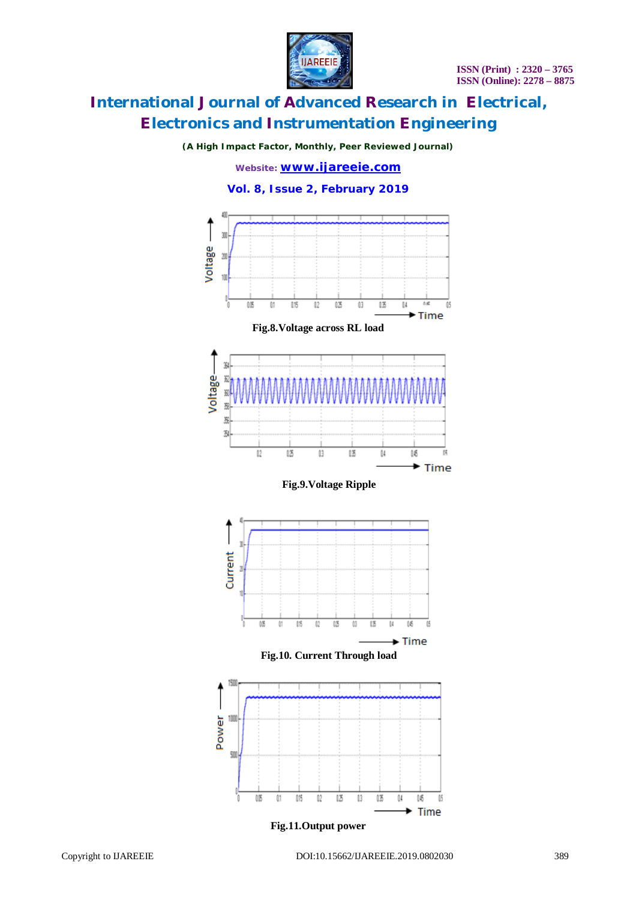Fig.8.Voltage across RL load

Fig.9.Voltage Ripple

Fig.10. Current Through load

Fig.11.Output power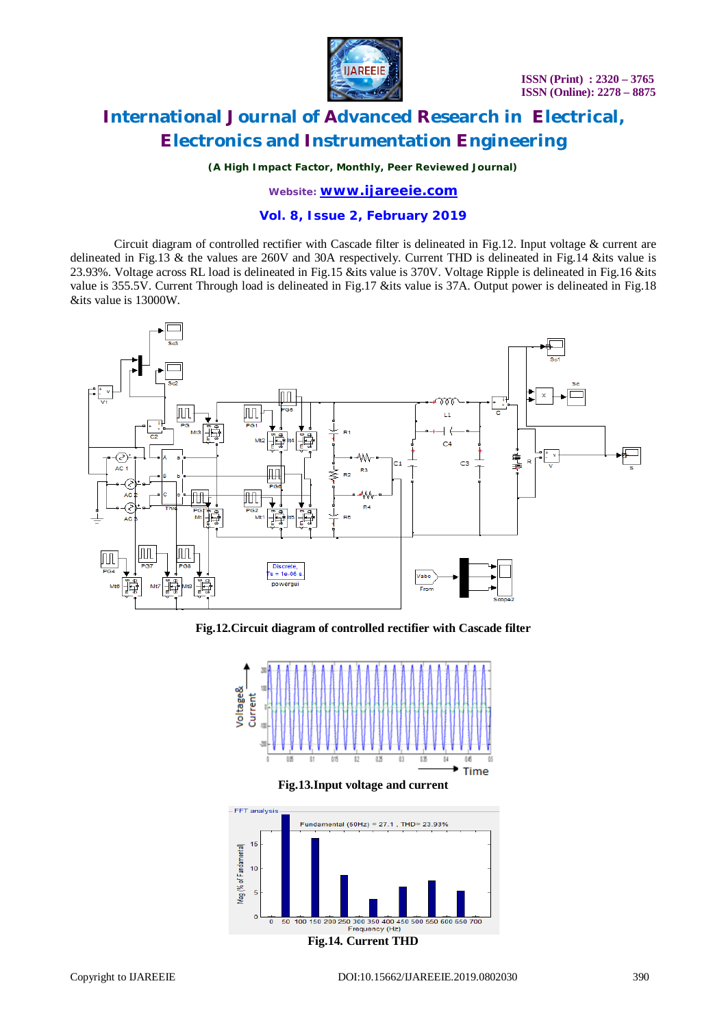Circuit diagram of controlled rectifier with Cascade filter is delineated in Fig.12. Input voltage & current are delineated in Fig.13 & the values are 260V and 30A respectively. Current THD is delineated in Fig.14 &its value is 23.93%. Voltage across RL load is delineated in Fig.15 &its value is 370V. Voltage Ripple is delineated in Fig.16 &its value is 355.5V. Current Through load is delineated in Fig.17 &its value is 37A. Output power is delineated in Fig.18 &its value is 13000W.

**Fig.12.Circuit diagram of controlled rectifier with Cascade filter**

**Fig.13.Input voltage and current**

**Fig.14. Current THD**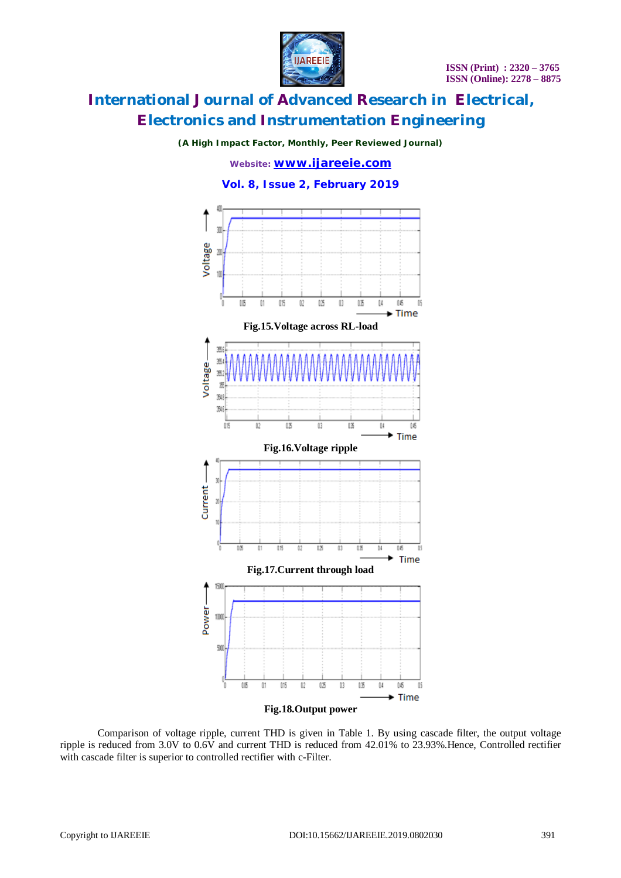Fig.15.Voltage across RL-load

Fig.16.Voltage ripple

Fig.17.Current through load

Fig.18.Output power

Comparison of voltage ripple, current THD is given in Table 1. By using cascade filter, the output voltage ripple is reduced from 3.0V to 0.6V and current THD is reduced from 42.01% to 23.93%.Hence, Controlled rectifier with cascade filter is superior to controlled rectifier with c-Filter.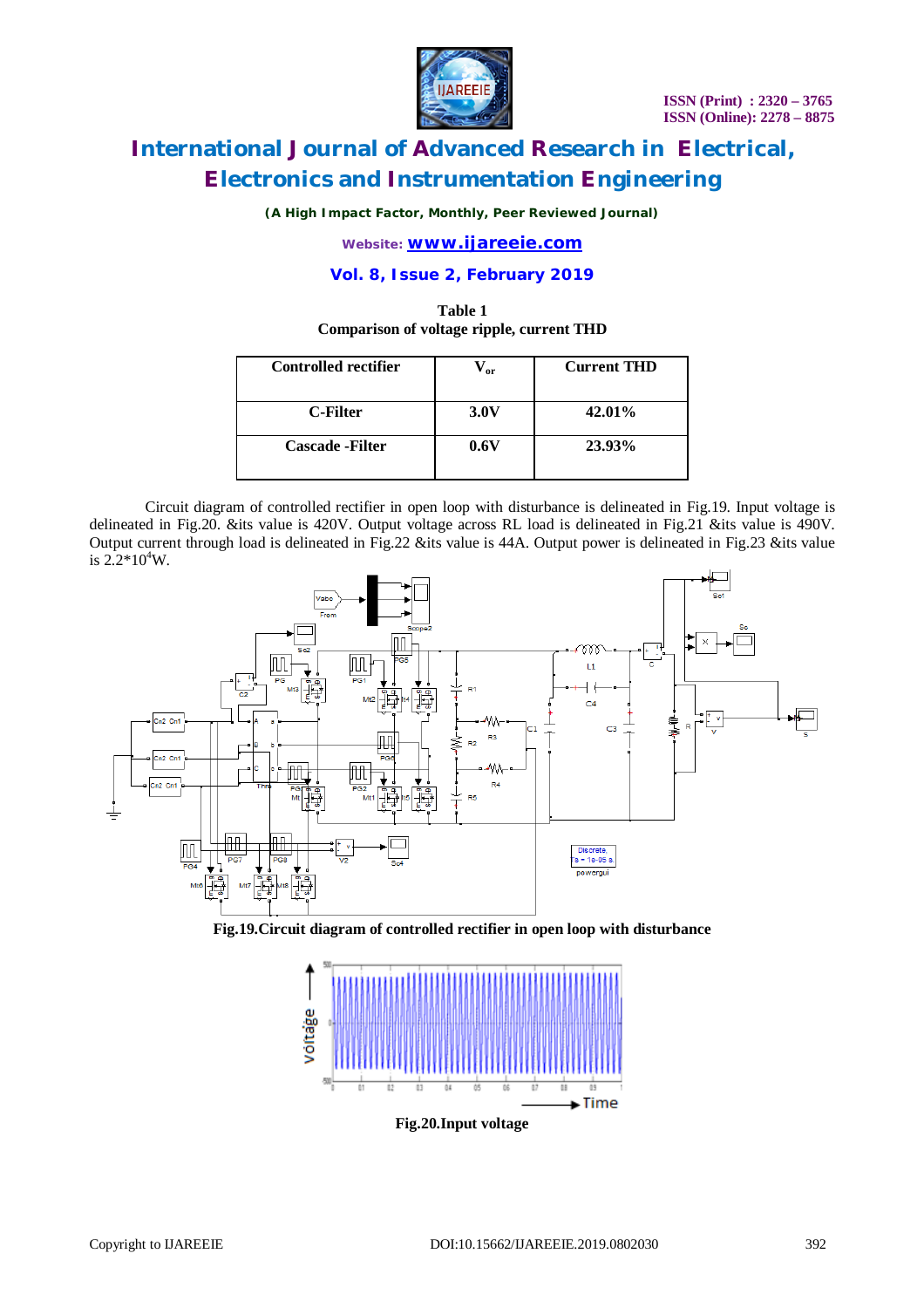**Table 1**
**Comparison of voltage ripple, current THD**

| Controlled rectifier | $V_{or}$ | Current THD |
|---|---|---|
| C-Filter | 3.0V | 42.01% |
| Cascade -Filter | 0.6V | 23.93% |

Circuit diagram of controlled rectifier in open loop with disturbance is delineated in Fig.19. Input voltage is delineated in Fig.20. &its value is 420V. Output voltage across RL load is delineated in Fig.21 &its value is 490V. Output current through load is delineated in Fig.22 &its value is 44A. Output power is delineated in Fig.23 &its value is $2.2*10^4$W.

**Fig.19.Circuit diagram of controlled rectifier in open loop with disturbance**

**Fig.20.Input voltage**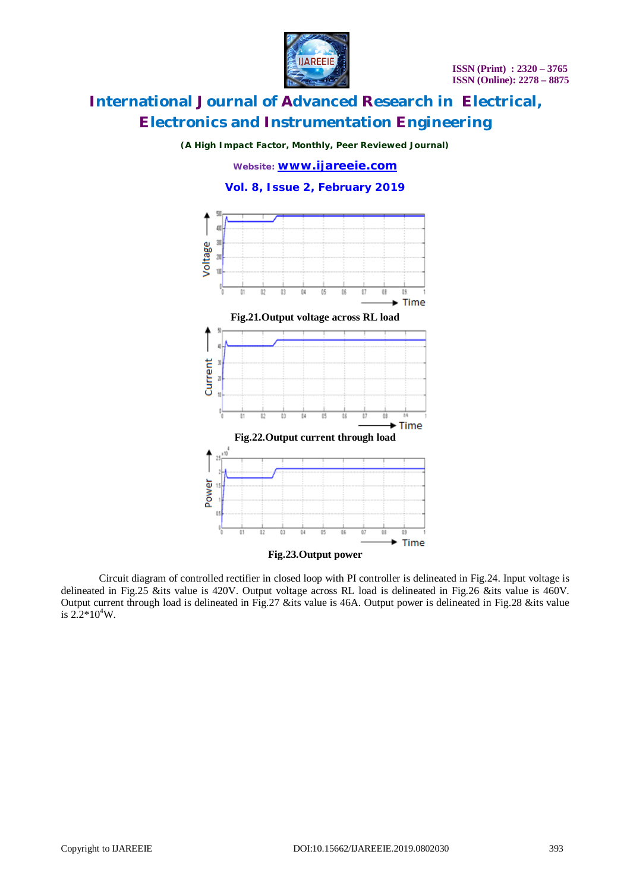Fig.21.Output voltage across RL load

Fig.22.Output current through load

Fig.23.Output power

Circuit diagram of controlled rectifier in closed loop with PI controller is delineated in Fig.24. Input voltage is delineated in Fig.25 &its value is 420V. Output voltage across RL load is delineated in Fig.26 &its value is 460V. Output current through load is delineated in Fig.27 &its value is 46A. Output power is delineated in Fig.28 &its value is $2.2*10^4$W.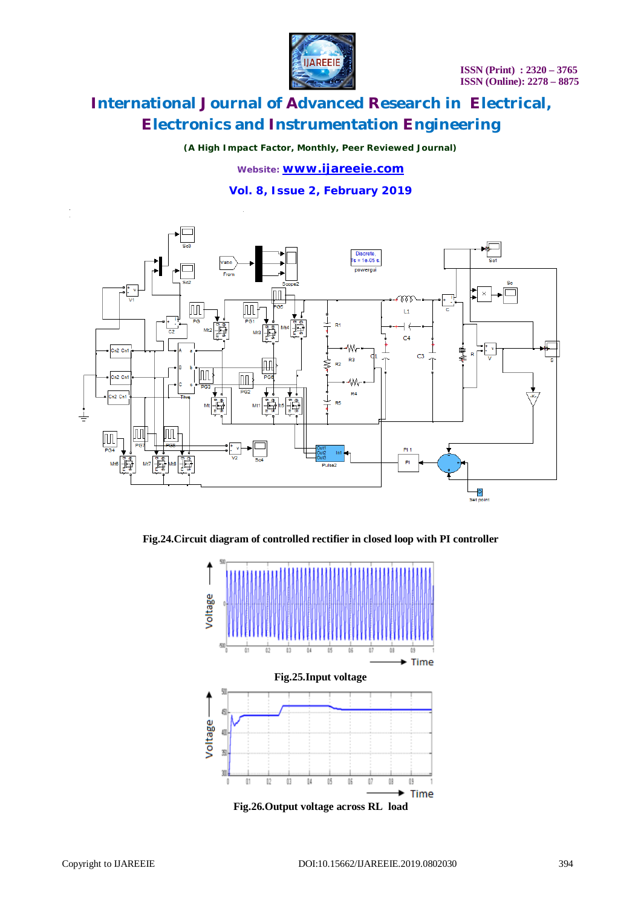Fig.24.Circuit diagram of controlled rectifier in closed loop with PI controller

Fig.25.Input voltage

Fig.26.Output voltage across RL load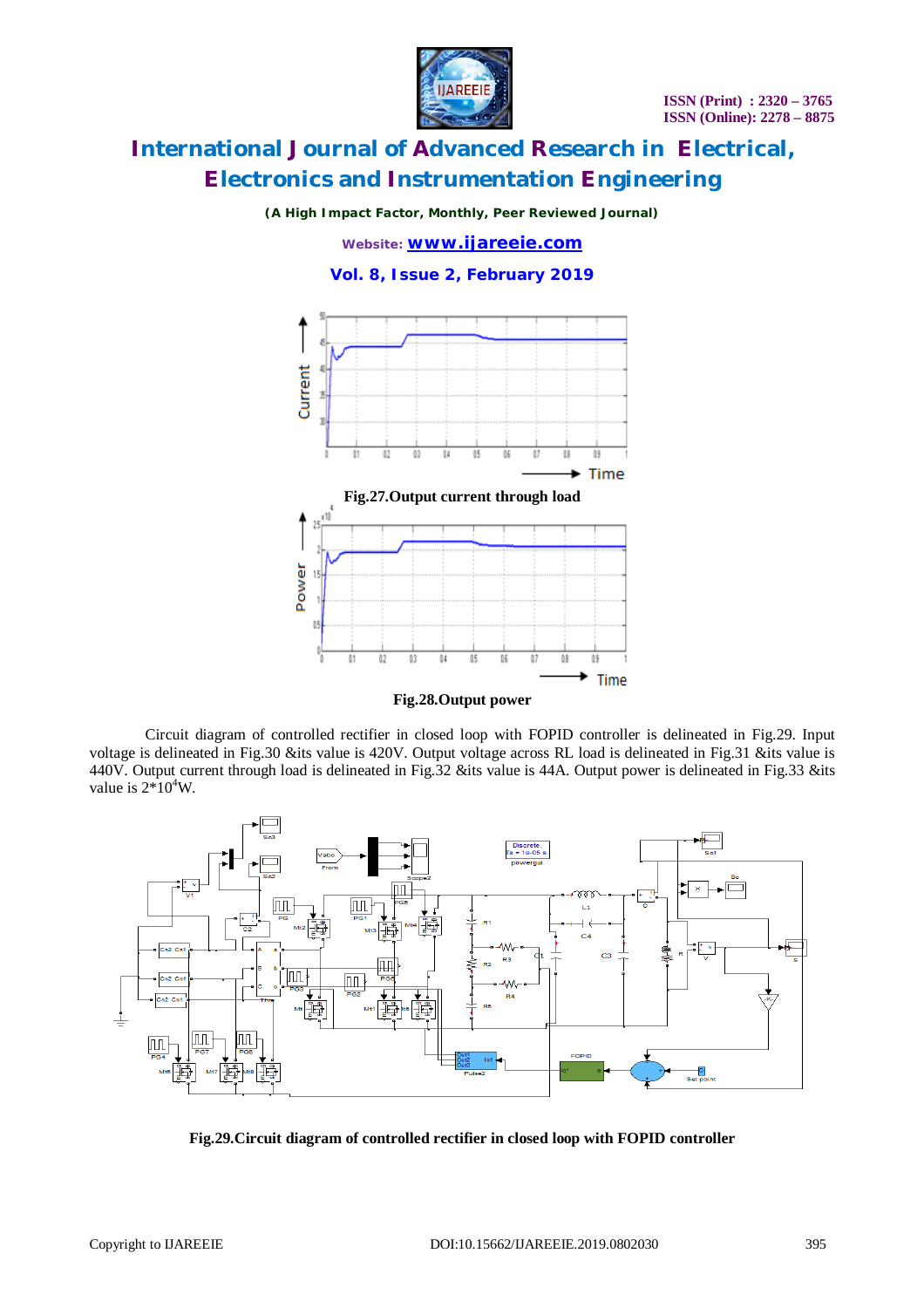Fig.27.Output current through load

Fig.28.Output power

Circuit diagram of controlled rectifier in closed loop with FOPID controller is delineated in Fig.29. Input voltage is delineated in Fig.30 &its value is 420V. Output voltage across RL load is delineated in Fig.31 &its value is 440V. Output current through load is delineated in Fig.32 &its value is 44A. Output power is delineated in Fig.33 &its value is $2*10^4$W.

Fig.29.Circuit diagram of controlled rectifier in closed loop with FOPID controller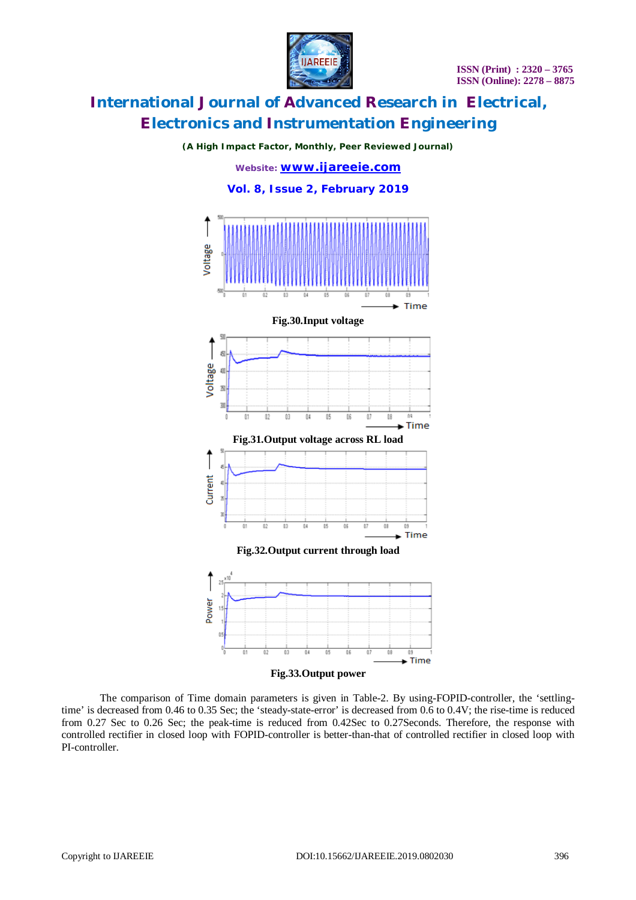Fig.30.Input voltage

Fig.31.Output voltage across RL load

Fig.32.Output current through load

Fig.33.Output power

The comparison of Time domain parameters is given in Table-2. By using-FOPID-controller, the 'settling-time' is decreased from 0.46 to 0.35 Sec; the 'steady-state-error' is decreased from 0.6 to 0.4V; the rise-time is reduced from 0.27 Sec to 0.26 Sec; the peak-time is reduced from 0.42Sec to 0.27Seconds. Therefore, the response with controlled rectifier in closed loop with FOPID-controller is better-than-that of controlled rectifier in closed loop with PI-controller.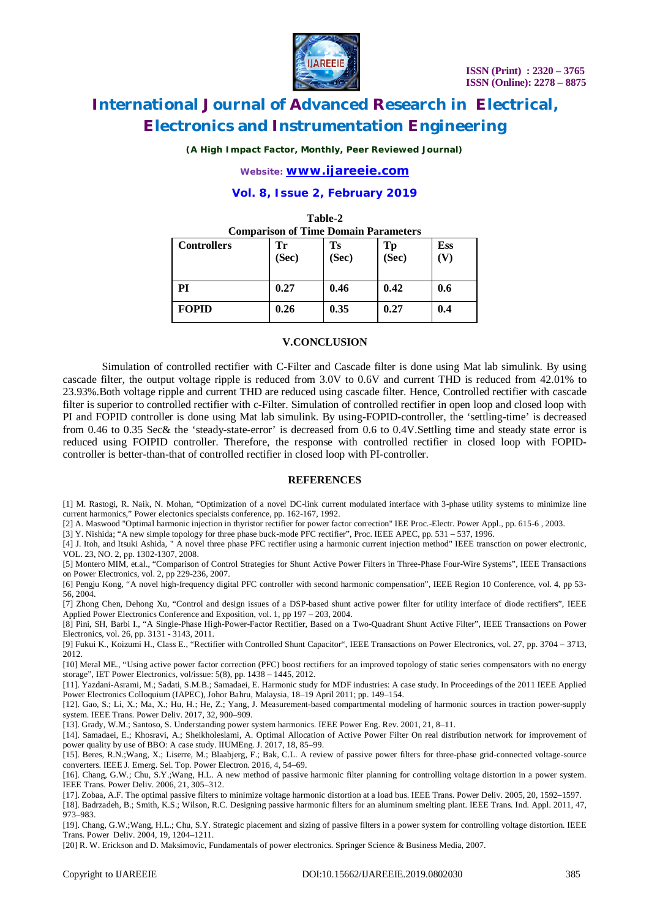**Table-2**
**Comparison of Time Domain Parameters**

| Controllers | Tr (Sec) | Ts (Sec) | Tp (Sec) | Ess (V) |
|---|---|---|---|---|
| PI | 0.27 | 0.46 | 0.42 | 0.6 |
| FOPID | 0.26 | 0.35 | 0.27 | 0.4 |

## V.CONCLUSION

Simulation of controlled rectifier with C-Filter and Cascade filter is done using Mat lab simulink. By using cascade filter, the output voltage ripple is reduced from 3.0V to 0.6V and current THD is reduced from 42.01% to 23.93%.Both voltage ripple and current THD are reduced using cascade filter. Hence, Controlled rectifier with cascade filter is superior to controlled rectifier with c-Filter. Simulation of controlled rectifier in open loop and closed loop with PI and FOPID controller is done using Mat lab simulink. By using-FOPID-controller, the 'settling-time' is decreased from 0.46 to 0.35 Sec& the 'steady-state-error' is decreased from 0.6 to 0.4V.Settling time and steady state error is reduced using FOIPID controller. Therefore, the response with controlled rectifier in closed loop with FOPID-controller is better-than-that of controlled rectifier in closed loop with PI-controller.

## REFERENCES

[1] M. Rastogi, R. Naik, N. Mohan, "Optimization of a novel DC-link current modulated interface with 3-phase utility systems to minimize line current harmonics," Power electonics specialsts conference, pp. 162-167, 1992.

[2] A. Maswood "Optimal harmonic injection in thyristor rectifier for power factor correction" IEE Proc.-Electr. Power Appl., pp. 615-6 , 2003.

[3] Y. Nishida; "A new simple topology for three phase buck-mode PFC rectifier", Proc. IEEE APEC, pp. 531 – 537, 1996.

[4] J. Itoh, and Itsuki Ashida, " A novel three phase PFC rectifier using a harmonic current injection method" IEEE transction on power electronic, VOL. 23, NO. 2, pp. 1302-1307, 2008.

[5] Montero MIM, et.al., "Comparison of Control Strategies for Shunt Active Power Filters in Three-Phase Four-Wire Systems", IEEE Transactions on Power Electronics, vol. 2, pp 229-236, 2007.

[6] Pengju Kong, "A novel high-frequency digital PFC controller with second harmonic compensation", IEEE Region 10 Conference, vol. 4, pp 53-56, 2004.

[7] Zhong Chen, Dehong Xu, "Control and design issues of a DSP-based shunt active power filter for utility interface of diode rectifiers", IEEE Applied Power Electronics Conference and Exposition, vol. 1, pp 197 – 203, 2004.

[8] Pini, SH, Barbi I., "A Single-Phase High-Power-Factor Rectifier, Based on a Two-Quadrant Shunt Active Filter", IEEE Transactions on Power Electronics, vol. 26, pp. 3131 - 3143, 2011.

[9] Fukui K., Koizumi H., Class E., "Rectifier with Controlled Shunt Capacitor", IEEE Transactions on Power Electronics, vol. 27, pp. 3704 – 3713, 2012.

[10] Meral ME., "Using active power factor correction (PFC) boost rectifiers for an improved topology of static series compensators with no energy storage", IET Power Electronics, vol/issue: 5(8), pp. 1438 – 1445, 2012.

[11]. Yazdani-Asrami, M.; Sadati, S.M.B.; Samadaei, E. Harmonic study for MDF industries: A case study. In Proceedings of the 2011 IEEE Applied Power Electronics Colloquium (IAPEC), Johor Bahru, Malaysia, 18–19 April 2011; pp. 149–154.

[12]. Gao, S.; Li, X.; Ma, X.; Hu, H.; He, Z.; Yang, J. Measurement-based compartmental modeling of harmonic sources in traction power-supply system. IEEE Trans. Power Deliv. 2017, 32, 900–909.

[13]. Grady, W.M.; Santoso, S. Understanding power system harmonics. IEEE Power Eng. Rev. 2001, 21, 8–11.

[14]. Samadaei, E.; Khosravi, A.; Sheikholeslami, A. Optimal Allocation of Active Power Filter On real distribution network for improvement of power quality by use of BBO: A case study. IIUMEng. J. 2017, 18, 85–99.

[15]. Beres, R.N.;Wang, X.; Liserre, M.; Blaabjerg, F.; Bak, C.L. A review of passive power filters for three-phase grid-connected voltage-source converters. IEEE J. Emerg. Sel. Top. Power Electron. 2016, 4, 54–69.

[16]. Chang, G.W.; Chu, S.Y.;Wang, H.L. A new method of passive harmonic filter planning for controlling voltage distortion in a power system. IEEE Trans. Power Deliv. 2006, 21, 305–312.

[17]. Zobaa, A.F. The optimal passive filters to minimize voltage harmonic distortion at a load bus. IEEE Trans. Power Deliv. 2005, 20, 1592–1597.

[18]. Badrzadeh, B.; Smith, K.S.; Wilson, R.C. Designing passive harmonic filters for an aluminum smelting plant. IEEE Trans. Ind. Appl. 2011, 47, 973–983.

[19]. Chang, G.W.;Wang, H.L.; Chu, S.Y. Strategic placement and sizing of passive filters in a power system for controlling voltage distortion. IEEE Trans. Power Deliv. 2004, 19, 1204–1211.

[20] R. W. Erickson and D. Maksimovic, Fundamentals of power electronics. Springer Science & Business Media, 2007.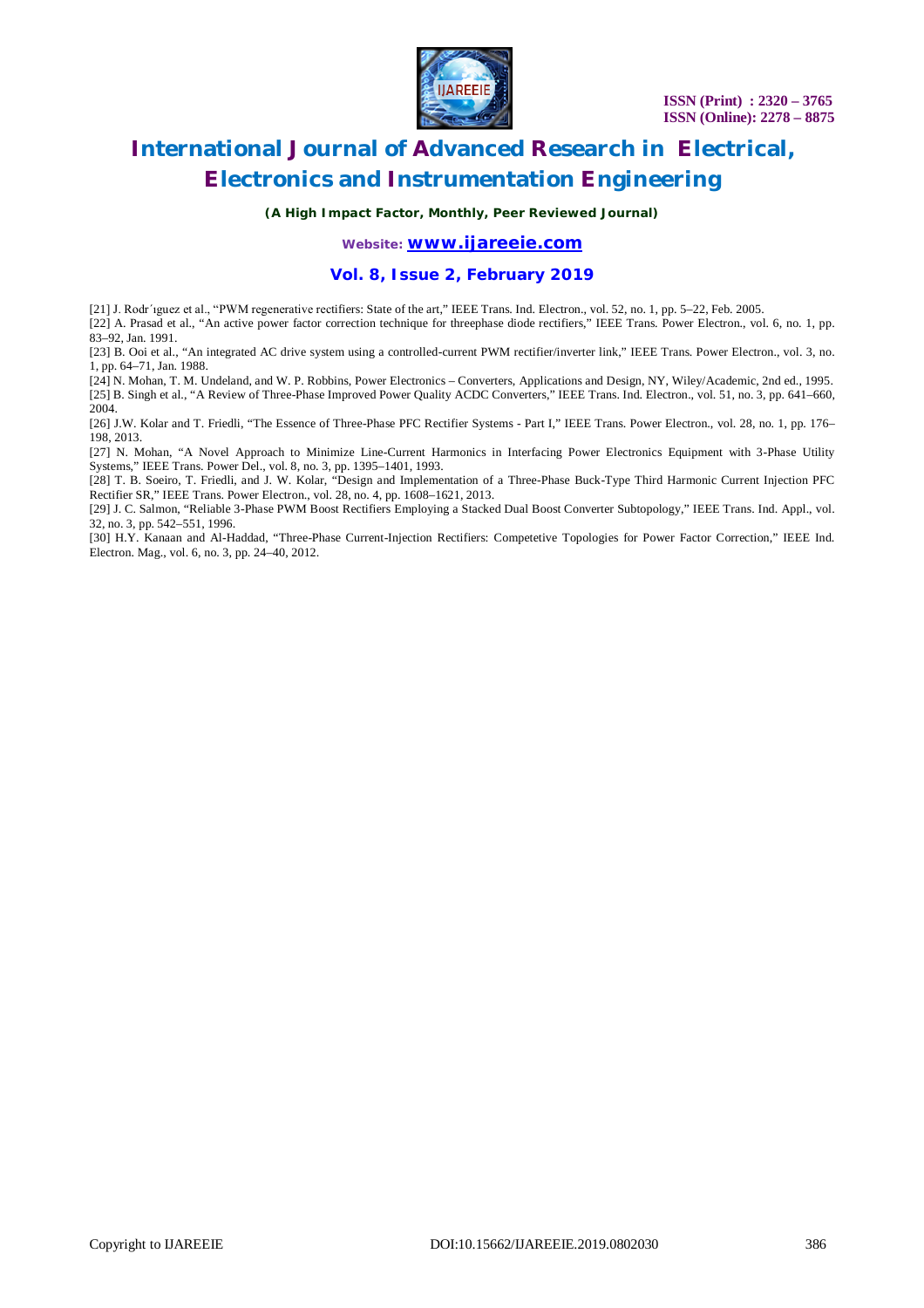[21] J. Rodr´ıguez et al., "PWM regenerative rectifiers: State of the art," IEEE Trans. Ind. Electron., vol. 52, no. 1, pp. 5–22, Feb. 2005.

[22] A. Prasad et al., "An active power factor correction technique for threephase diode rectifiers," IEEE Trans. Power Electron., vol. 6, no. 1, pp. 83–92, Jan. 1991.

[23] B. Ooi et al., "An integrated AC drive system using a controlled-current PWM rectifier/inverter link," IEEE Trans. Power Electron., vol. 3, no. 1, pp. 64–71, Jan. 1988.

[24] N. Mohan, T. M. Undeland, and W. P. Robbins, Power Electronics – Converters, Applications and Design, NY, Wiley/Academic, 2nd ed., 1995.

[25] B. Singh et al., "A Review of Three-Phase Improved Power Quality ACDC Converters," IEEE Trans. Ind. Electron., vol. 51, no. 3, pp. 641–660, 2004.

[26] J.W. Kolar and T. Friedli, "The Essence of Three-Phase PFC Rectifier Systems - Part I," IEEE Trans. Power Electron., vol. 28, no. 1, pp. 176–198, 2013.

[27] N. Mohan, "A Novel Approach to Minimize Line-Current Harmonics in Interfacing Power Electronics Equipment with 3-Phase Utility Systems," IEEE Trans. Power Del., vol. 8, no. 3, pp. 1395–1401, 1993.

[28] T. B. Soeiro, T. Friedli, and J. W. Kolar, "Design and Implementation of a Three-Phase Buck-Type Third Harmonic Current Injection PFC Rectifier SR," IEEE Trans. Power Electron., vol. 28, no. 4, pp. 1608–1621, 2013.

[29] J. C. Salmon, "Reliable 3-Phase PWM Boost Rectifiers Employing a Stacked Dual Boost Converter Subtopology," IEEE Trans. Ind. Appl., vol. 32, no. 3, pp. 542–551, 1996.

[30] H.Y. Kanaan and Al-Haddad, "Three-Phase Current-Injection Rectifiers: Competetive Topologies for Power Factor Correction," IEEE Ind. Electron. Mag., vol. 6, no. 3, pp. 24–40, 2012.